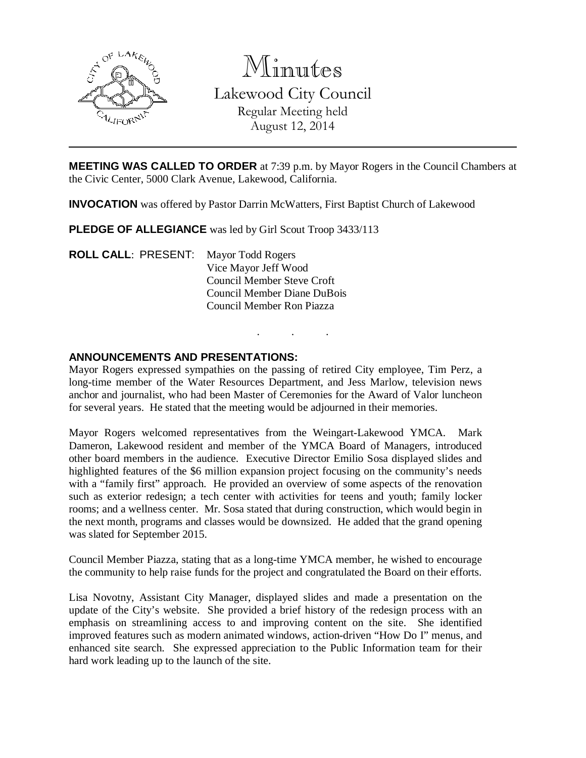# Minutes

## Lakewood City Council

Regular Meeting held
August 12, 2014

---

**MEETING WAS CALLED TO ORDER** at 7:39 p.m. by Mayor Rogers in the Council Chambers at the Civic Center, 5000 Clark Avenue, Lakewood, California.

**INVOCATION** was offered by Pastor Darrin McWatters, First Baptist Church of Lakewood

**PLEDGE OF ALLEGIANCE** was led by Girl Scout Troop 3433/113

**ROLL CALL**: PRESENT: Mayor Todd Rogers
Vice Mayor Jeff Wood
Council Member Steve Croft
Council Member Diane DuBois
Council Member Ron Piazza

. . .

**ANNOUNCEMENTS AND PRESENTATIONS:**

Mayor Rogers expressed sympathies on the passing of retired City employee, Tim Perz, a long-time member of the Water Resources Department, and Jess Marlow, television news anchor and journalist, who had been Master of Ceremonies for the Award of Valor luncheon for several years. He stated that the meeting would be adjourned in their memories.

Mayor Rogers welcomed representatives from the Weingart-Lakewood YMCA. Mark Dameron, Lakewood resident and member of the YMCA Board of Managers, introduced other board members in the audience. Executive Director Emilio Sosa displayed slides and highlighted features of the $6 million expansion project focusing on the community's needs with a "family first" approach. He provided an overview of some aspects of the renovation such as exterior redesign; a tech center with activities for teens and youth; family locker rooms; and a wellness center. Mr. Sosa stated that during construction, which would begin in the next month, programs and classes would be downsized. He added that the grand opening was slated for September 2015.

Council Member Piazza, stating that as a long-time YMCA member, he wished to encourage the community to help raise funds for the project and congratulated the Board on their efforts.

Lisa Novotny, Assistant City Manager, displayed slides and made a presentation on the update of the City's website. She provided a brief history of the redesign process with an emphasis on streamlining access to and improving content on the site. She identified improved features such as modern animated windows, action-driven "How Do I" menus, and enhanced site search. She expressed appreciation to the Public Information team for their hard work leading up to the launch of the site.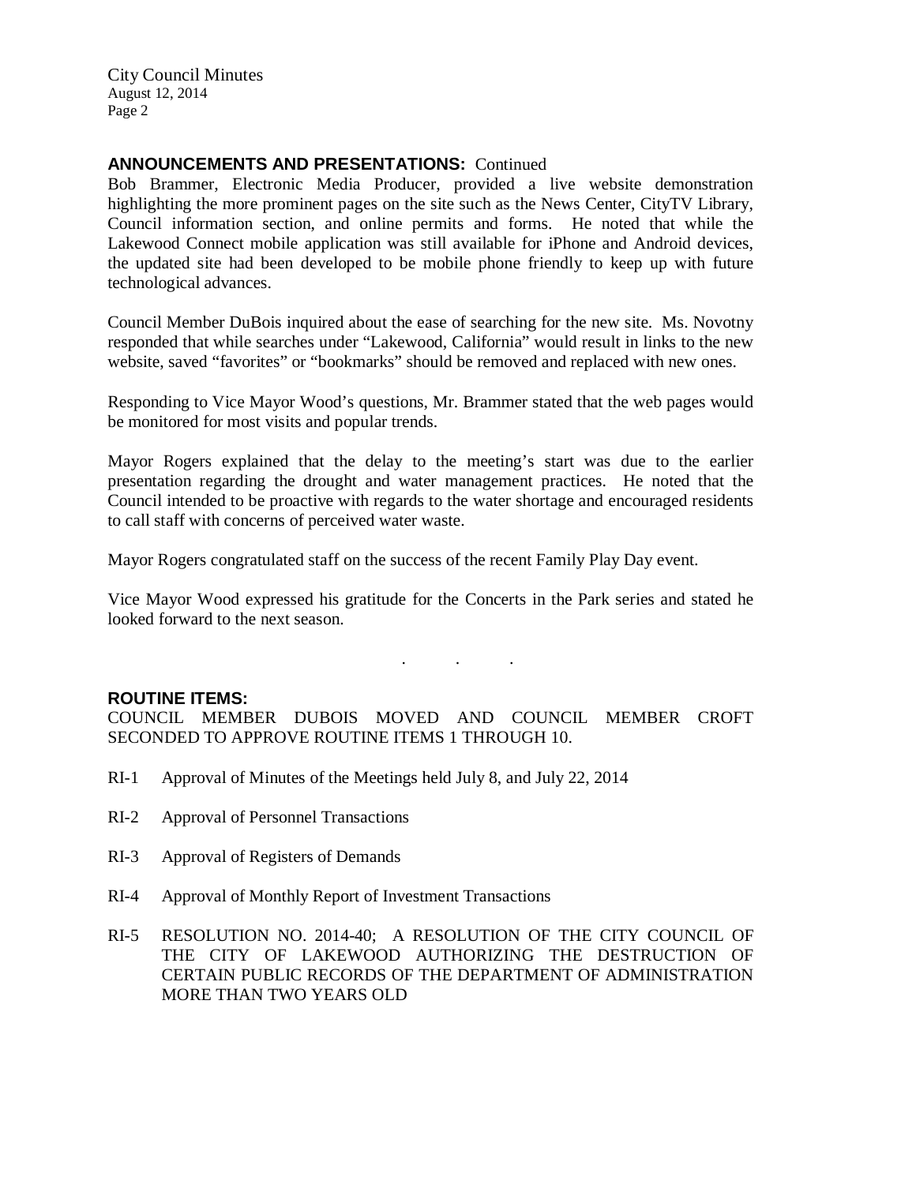**ANNOUNCEMENTS AND PRESENTATIONS:** Continued

Bob Brammer, Electronic Media Producer, provided a live website demonstration highlighting the more prominent pages on the site such as the News Center, CityTV Library, Council information section, and online permits and forms. He noted that while the Lakewood Connect mobile application was still available for iPhone and Android devices, the updated site had been developed to be mobile phone friendly to keep up with future technological advances.

Council Member DuBois inquired about the ease of searching for the new site. Ms. Novotny responded that while searches under "Lakewood, California" would result in links to the new website, saved "favorites" or "bookmarks" should be removed and replaced with new ones.

Responding to Vice Mayor Wood's questions, Mr. Brammer stated that the web pages would be monitored for most visits and popular trends.

Mayor Rogers explained that the delay to the meeting's start was due to the earlier presentation regarding the drought and water management practices. He noted that the Council intended to be proactive with regards to the water shortage and encouraged residents to call staff with concerns of perceived water waste.

Mayor Rogers congratulated staff on the success of the recent Family Play Day event.

Vice Mayor Wood expressed his gratitude for the Concerts in the Park series and stated he looked forward to the next season.

. . .

**ROUTINE ITEMS:**

COUNCIL MEMBER DUBOIS MOVED AND COUNCIL MEMBER CROFT SECONDED TO APPROVE ROUTINE ITEMS 1 THROUGH 10.

RI-1 Approval of Minutes of the Meetings held July 8, and July 22, 2014

RI-2 Approval of Personnel Transactions

RI-3 Approval of Registers of Demands

RI-4 Approval of Monthly Report of Investment Transactions

RI-5 RESOLUTION NO. 2014-40; A RESOLUTION OF THE CITY COUNCIL OF THE CITY OF LAKEWOOD AUTHORIZING THE DESTRUCTION OF CERTAIN PUBLIC RECORDS OF THE DEPARTMENT OF ADMINISTRATION MORE THAN TWO YEARS OLD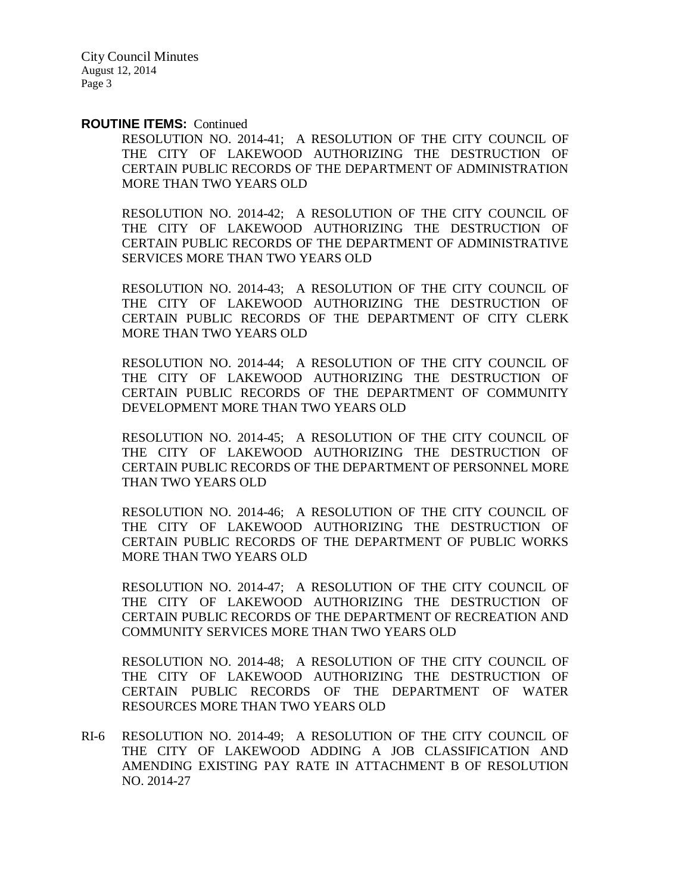**ROUTINE ITEMS:** Continued

RESOLUTION NO. 2014-41; A RESOLUTION OF THE CITY COUNCIL OF THE CITY OF LAKEWOOD AUTHORIZING THE DESTRUCTION OF CERTAIN PUBLIC RECORDS OF THE DEPARTMENT OF ADMINISTRATION MORE THAN TWO YEARS OLD

RESOLUTION NO. 2014-42; A RESOLUTION OF THE CITY COUNCIL OF THE CITY OF LAKEWOOD AUTHORIZING THE DESTRUCTION OF CERTAIN PUBLIC RECORDS OF THE DEPARTMENT OF ADMINISTRATIVE SERVICES MORE THAN TWO YEARS OLD

RESOLUTION NO. 2014-43; A RESOLUTION OF THE CITY COUNCIL OF THE CITY OF LAKEWOOD AUTHORIZING THE DESTRUCTION OF CERTAIN PUBLIC RECORDS OF THE DEPARTMENT OF CITY CLERK MORE THAN TWO YEARS OLD

RESOLUTION NO. 2014-44; A RESOLUTION OF THE CITY COUNCIL OF THE CITY OF LAKEWOOD AUTHORIZING THE DESTRUCTION OF CERTAIN PUBLIC RECORDS OF THE DEPARTMENT OF COMMUNITY DEVELOPMENT MORE THAN TWO YEARS OLD

RESOLUTION NO. 2014-45; A RESOLUTION OF THE CITY COUNCIL OF THE CITY OF LAKEWOOD AUTHORIZING THE DESTRUCTION OF CERTAIN PUBLIC RECORDS OF THE DEPARTMENT OF PERSONNEL MORE THAN TWO YEARS OLD

RESOLUTION NO. 2014-46; A RESOLUTION OF THE CITY COUNCIL OF THE CITY OF LAKEWOOD AUTHORIZING THE DESTRUCTION OF CERTAIN PUBLIC RECORDS OF THE DEPARTMENT OF PUBLIC WORKS MORE THAN TWO YEARS OLD

RESOLUTION NO. 2014-47; A RESOLUTION OF THE CITY COUNCIL OF THE CITY OF LAKEWOOD AUTHORIZING THE DESTRUCTION OF CERTAIN PUBLIC RECORDS OF THE DEPARTMENT OF RECREATION AND COMMUNITY SERVICES MORE THAN TWO YEARS OLD

RESOLUTION NO. 2014-48; A RESOLUTION OF THE CITY COUNCIL OF THE CITY OF LAKEWOOD AUTHORIZING THE DESTRUCTION OF CERTAIN PUBLIC RECORDS OF THE DEPARTMENT OF WATER RESOURCES MORE THAN TWO YEARS OLD

RI-6 RESOLUTION NO. 2014-49; A RESOLUTION OF THE CITY COUNCIL OF THE CITY OF LAKEWOOD ADDING A JOB CLASSIFICATION AND AMENDING EXISTING PAY RATE IN ATTACHMENT B OF RESOLUTION NO. 2014-27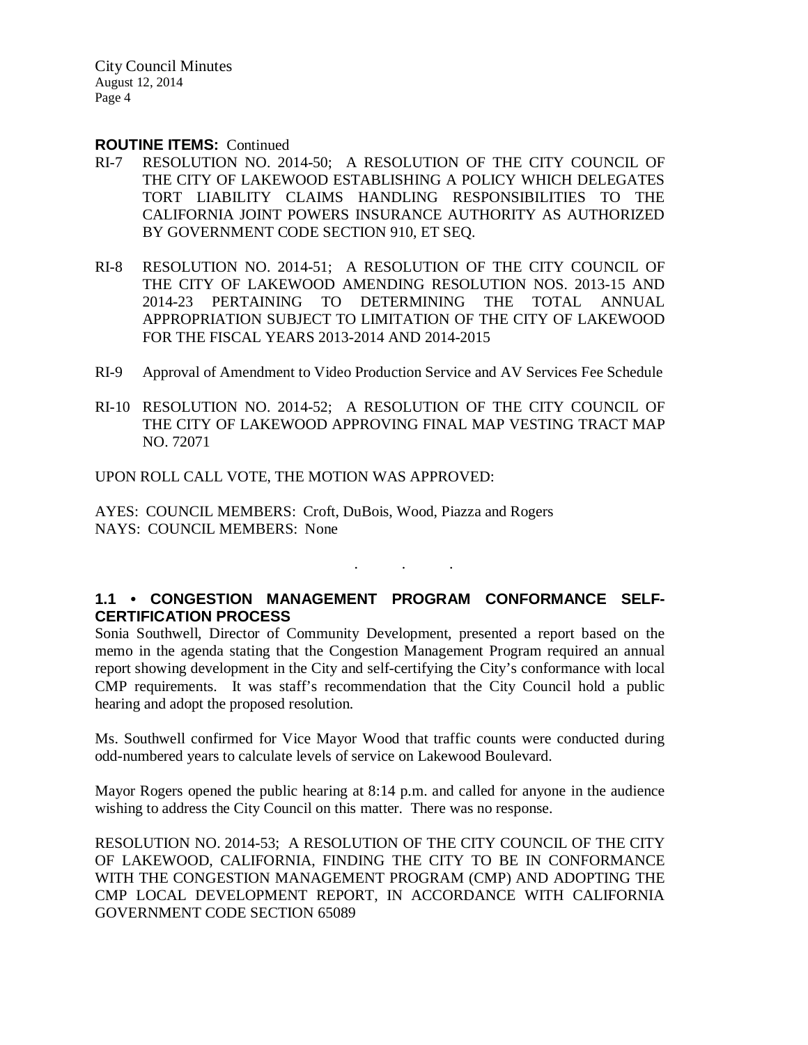**ROUTINE ITEMS:** Continued

RI-7 RESOLUTION NO. 2014-50; A RESOLUTION OF THE CITY COUNCIL OF THE CITY OF LAKEWOOD ESTABLISHING A POLICY WHICH DELEGATES TORT LIABILITY CLAIMS HANDLING RESPONSIBILITIES TO THE CALIFORNIA JOINT POWERS INSURANCE AUTHORITY AS AUTHORIZED BY GOVERNMENT CODE SECTION 910, ET SEQ.

RI-8 RESOLUTION NO. 2014-51; A RESOLUTION OF THE CITY COUNCIL OF THE CITY OF LAKEWOOD AMENDING RESOLUTION NOS. 2013-15 AND 2014-23 PERTAINING TO DETERMINING THE TOTAL ANNUAL APPROPRIATION SUBJECT TO LIMITATION OF THE CITY OF LAKEWOOD FOR THE FISCAL YEARS 2013-2014 AND 2014-2015

RI-9 Approval of Amendment to Video Production Service and AV Services Fee Schedule

RI-10 RESOLUTION NO. 2014-52; A RESOLUTION OF THE CITY COUNCIL OF THE CITY OF LAKEWOOD APPROVING FINAL MAP VESTING TRACT MAP NO. 72071

UPON ROLL CALL VOTE, THE MOTION WAS APPROVED:

AYES: COUNCIL MEMBERS: Croft, DuBois, Wood, Piazza and Rogers
NAYS: COUNCIL MEMBERS: None

. . .

**1.1 • CONGESTION MANAGEMENT PROGRAM CONFORMANCE SELF-CERTIFICATION PROCESS**

Sonia Southwell, Director of Community Development, presented a report based on the memo in the agenda stating that the Congestion Management Program required an annual report showing development in the City and self-certifying the City's conformance with local CMP requirements. It was staff's recommendation that the City Council hold a public hearing and adopt the proposed resolution.

Ms. Southwell confirmed for Vice Mayor Wood that traffic counts were conducted during odd-numbered years to calculate levels of service on Lakewood Boulevard.

Mayor Rogers opened the public hearing at 8:14 p.m. and called for anyone in the audience wishing to address the City Council on this matter. There was no response.

RESOLUTION NO. 2014-53; A RESOLUTION OF THE CITY COUNCIL OF THE CITY OF LAKEWOOD, CALIFORNIA, FINDING THE CITY TO BE IN CONFORMANCE WITH THE CONGESTION MANAGEMENT PROGRAM (CMP) AND ADOPTING THE CMP LOCAL DEVELOPMENT REPORT, IN ACCORDANCE WITH CALIFORNIA GOVERNMENT CODE SECTION 65089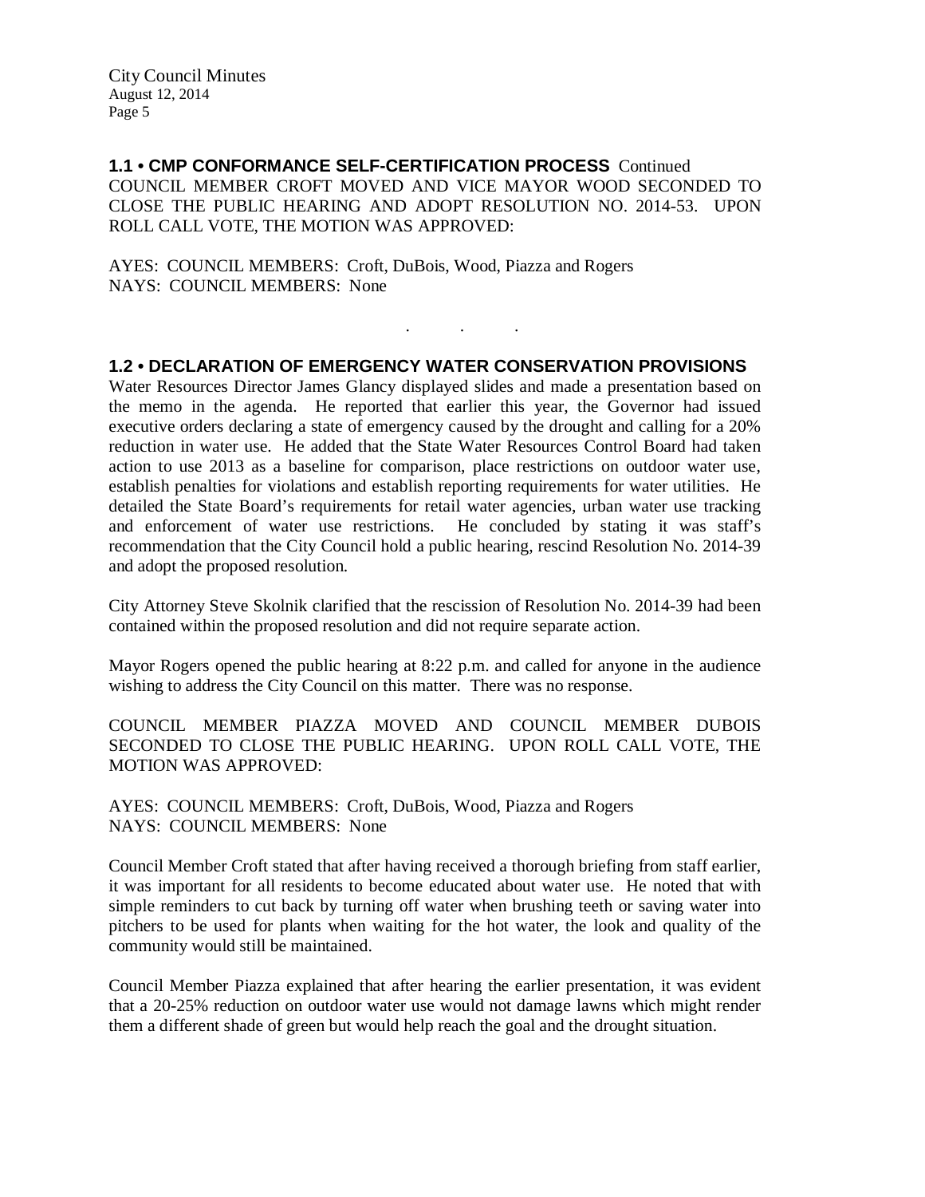**1.1 • CMP CONFORMANCE SELF-CERTIFICATION PROCESS** Continued

COUNCIL MEMBER CROFT MOVED AND VICE MAYOR WOOD SECONDED TO CLOSE THE PUBLIC HEARING AND ADOPT RESOLUTION NO. 2014-53. UPON ROLL CALL VOTE, THE MOTION WAS APPROVED:

AYES: COUNCIL MEMBERS: Croft, DuBois, Wood, Piazza and Rogers
NAYS: COUNCIL MEMBERS: None

. . .

**1.2 • DECLARATION OF EMERGENCY WATER CONSERVATION PROVISIONS**

Water Resources Director James Glancy displayed slides and made a presentation based on the memo in the agenda. He reported that earlier this year, the Governor had issued executive orders declaring a state of emergency caused by the drought and calling for a 20% reduction in water use. He added that the State Water Resources Control Board had taken action to use 2013 as a baseline for comparison, place restrictions on outdoor water use, establish penalties for violations and establish reporting requirements for water utilities. He detailed the State Board's requirements for retail water agencies, urban water use tracking and enforcement of water use restrictions. He concluded by stating it was staff's recommendation that the City Council hold a public hearing, rescind Resolution No. 2014-39 and adopt the proposed resolution.

City Attorney Steve Skolnik clarified that the rescission of Resolution No. 2014-39 had been contained within the proposed resolution and did not require separate action.

Mayor Rogers opened the public hearing at 8:22 p.m. and called for anyone in the audience wishing to address the City Council on this matter. There was no response.

COUNCIL MEMBER PIAZZA MOVED AND COUNCIL MEMBER DUBOIS SECONDED TO CLOSE THE PUBLIC HEARING. UPON ROLL CALL VOTE, THE MOTION WAS APPROVED:

AYES: COUNCIL MEMBERS: Croft, DuBois, Wood, Piazza and Rogers
NAYS: COUNCIL MEMBERS: None

Council Member Croft stated that after having received a thorough briefing from staff earlier, it was important for all residents to become educated about water use. He noted that with simple reminders to cut back by turning off water when brushing teeth or saving water into pitchers to be used for plants when waiting for the hot water, the look and quality of the community would still be maintained.

Council Member Piazza explained that after hearing the earlier presentation, it was evident that a 20-25% reduction on outdoor water use would not damage lawns which might render them a different shade of green but would help reach the goal and the drought situation.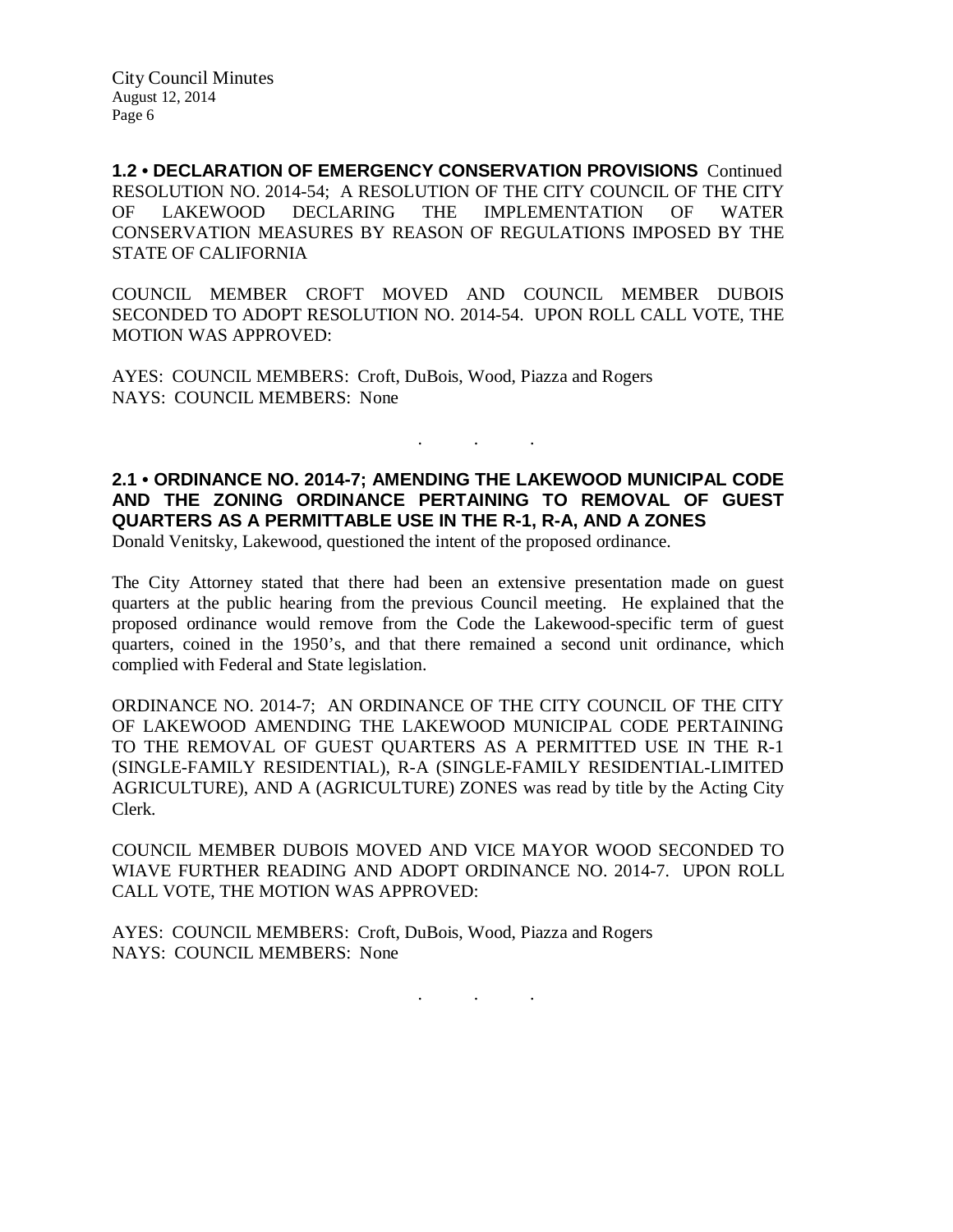**1.2 • DECLARATION OF EMERGENCY CONSERVATION PROVISIONS** Continued
RESOLUTION NO. 2014-54; A RESOLUTION OF THE CITY COUNCIL OF THE CITY OF LAKEWOOD DECLARING THE IMPLEMENTATION OF WATER CONSERVATION MEASURES BY REASON OF REGULATIONS IMPOSED BY THE STATE OF CALIFORNIA

COUNCIL MEMBER CROFT MOVED AND COUNCIL MEMBER DUBOIS SECONDED TO ADOPT RESOLUTION NO. 2014-54. UPON ROLL CALL VOTE, THE MOTION WAS APPROVED:

AYES: COUNCIL MEMBERS: Croft, DuBois, Wood, Piazza and Rogers
NAYS: COUNCIL MEMBERS: None

. . .

**2.1 • ORDINANCE NO. 2014-7; AMENDING THE LAKEWOOD MUNICIPAL CODE AND THE ZONING ORDINANCE PERTAINING TO REMOVAL OF GUEST QUARTERS AS A PERMITTABLE USE IN THE R-1, R-A, AND A ZONES**
Donald Venitsky, Lakewood, questioned the intent of the proposed ordinance.

The City Attorney stated that there had been an extensive presentation made on guest quarters at the public hearing from the previous Council meeting. He explained that the proposed ordinance would remove from the Code the Lakewood-specific term of guest quarters, coined in the 1950's, and that there remained a second unit ordinance, which complied with Federal and State legislation.

ORDINANCE NO. 2014-7; AN ORDINANCE OF THE CITY COUNCIL OF THE CITY OF LAKEWOOD AMENDING THE LAKEWOOD MUNICIPAL CODE PERTAINING TO THE REMOVAL OF GUEST QUARTERS AS A PERMITTED USE IN THE R-1 (SINGLE-FAMILY RESIDENTIAL), R-A (SINGLE-FAMILY RESIDENTIAL-LIMITED AGRICULTURE), AND A (AGRICULTURE) ZONES was read by title by the Acting City Clerk.

COUNCIL MEMBER DUBOIS MOVED AND VICE MAYOR WOOD SECONDED TO WIAVE FURTHER READING AND ADOPT ORDINANCE NO. 2014-7. UPON ROLL CALL VOTE, THE MOTION WAS APPROVED:

AYES: COUNCIL MEMBERS: Croft, DuBois, Wood, Piazza and Rogers
NAYS: COUNCIL MEMBERS: None

. . .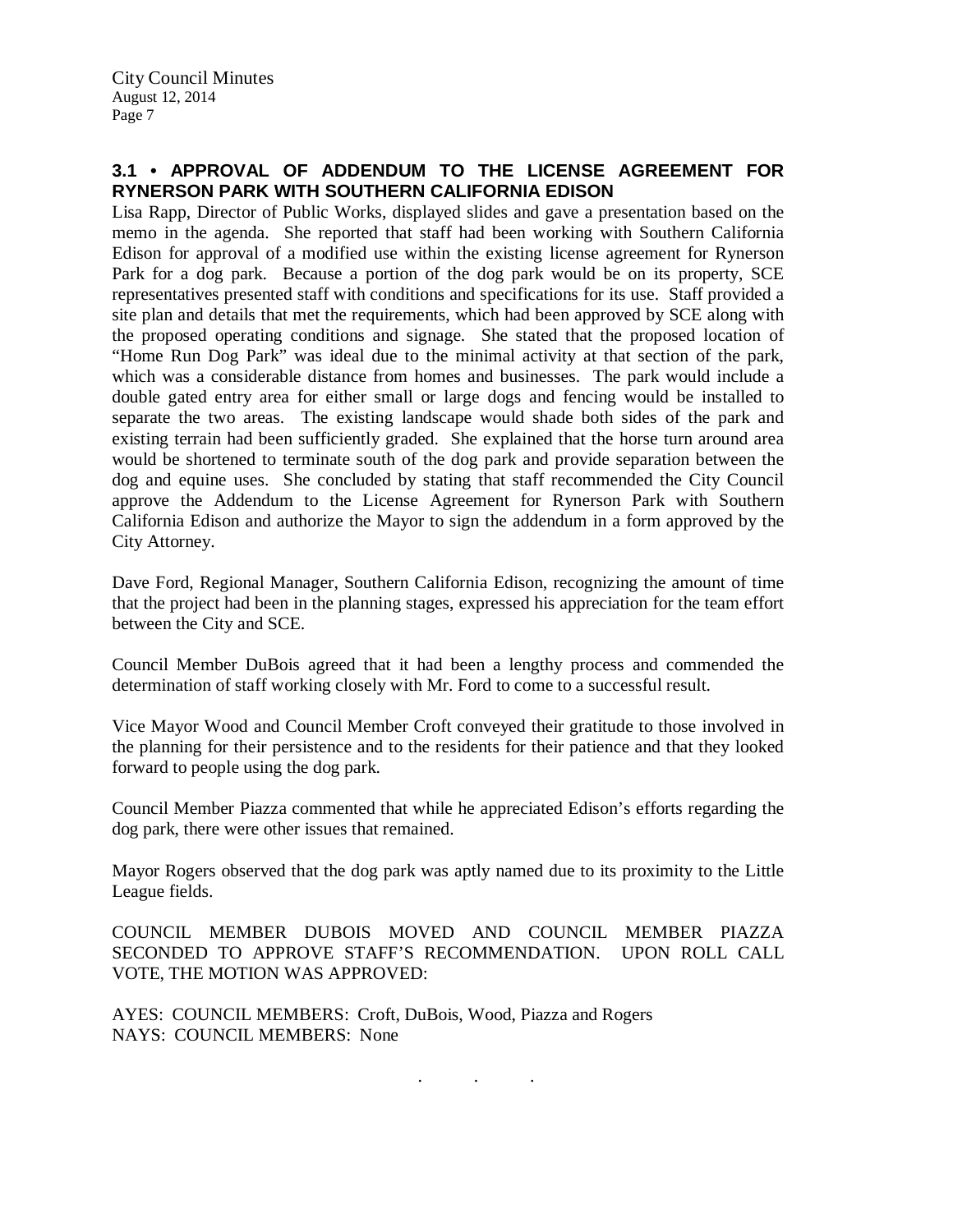## 3.1 • APPROVAL OF ADDENDUM TO THE LICENSE AGREEMENT FOR RYNERSON PARK WITH SOUTHERN CALIFORNIA EDISON

Lisa Rapp, Director of Public Works, displayed slides and gave a presentation based on the memo in the agenda. She reported that staff had been working with Southern California Edison for approval of a modified use within the existing license agreement for Rynerson Park for a dog park. Because a portion of the dog park would be on its property, SCE representatives presented staff with conditions and specifications for its use. Staff provided a site plan and details that met the requirements, which had been approved by SCE along with the proposed operating conditions and signage. She stated that the proposed location of "Home Run Dog Park" was ideal due to the minimal activity at that section of the park, which was a considerable distance from homes and businesses. The park would include a double gated entry area for either small or large dogs and fencing would be installed to separate the two areas. The existing landscape would shade both sides of the park and existing terrain had been sufficiently graded. She explained that the horse turn around area would be shortened to terminate south of the dog park and provide separation between the dog and equine uses. She concluded by stating that staff recommended the City Council approve the Addendum to the License Agreement for Rynerson Park with Southern California Edison and authorize the Mayor to sign the addendum in a form approved by the City Attorney.

Dave Ford, Regional Manager, Southern California Edison, recognizing the amount of time that the project had been in the planning stages, expressed his appreciation for the team effort between the City and SCE.

Council Member DuBois agreed that it had been a lengthy process and commended the determination of staff working closely with Mr. Ford to come to a successful result.

Vice Mayor Wood and Council Member Croft conveyed their gratitude to those involved in the planning for their persistence and to the residents for their patience and that they looked forward to people using the dog park.

Council Member Piazza commented that while he appreciated Edison's efforts regarding the dog park, there were other issues that remained.

Mayor Rogers observed that the dog park was aptly named due to its proximity to the Little League fields.

COUNCIL MEMBER DUBOIS MOVED AND COUNCIL MEMBER PIAZZA SECONDED TO APPROVE STAFF'S RECOMMENDATION. UPON ROLL CALL VOTE, THE MOTION WAS APPROVED:

AYES: COUNCIL MEMBERS: Croft, DuBois, Wood, Piazza and Rogers
NAYS: COUNCIL MEMBERS: None

. . .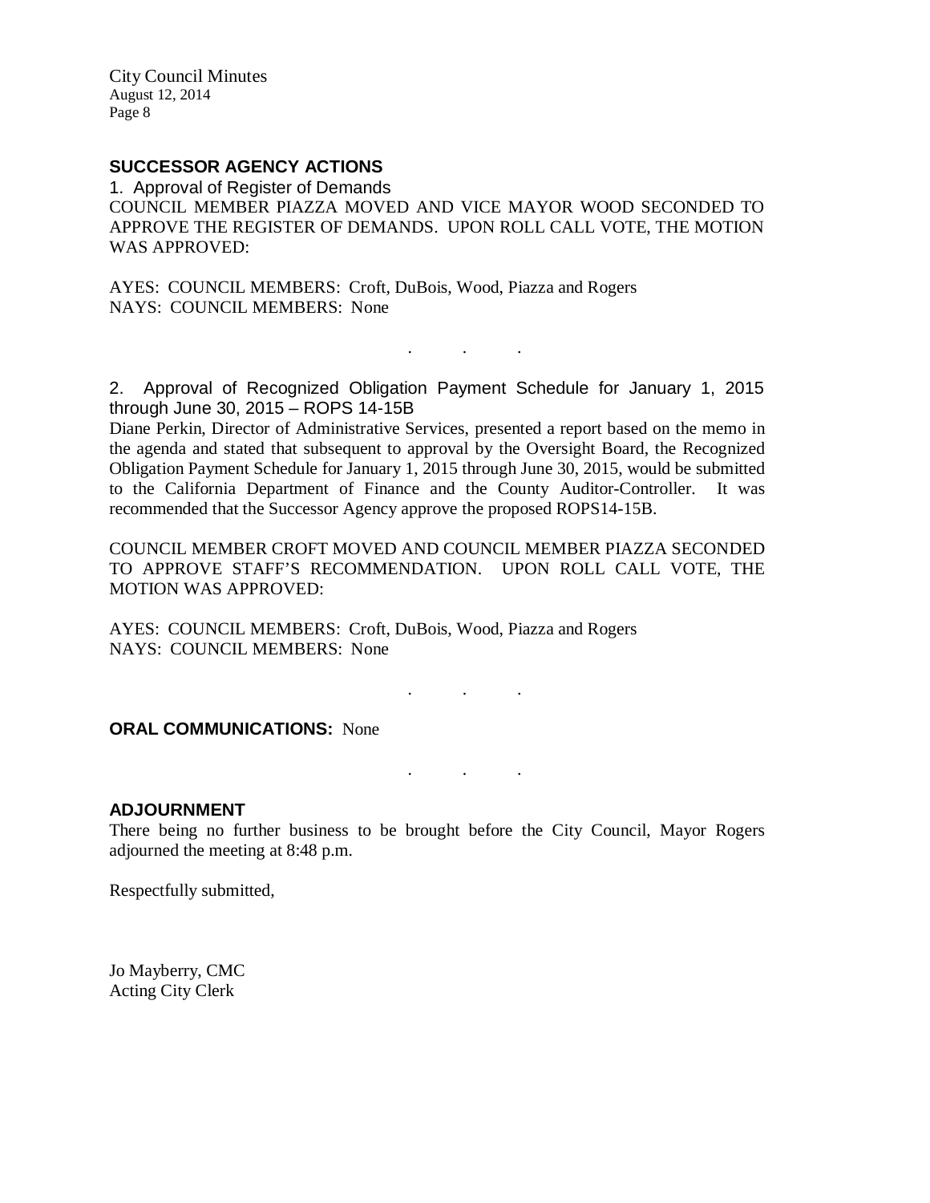## SUCCESSOR AGENCY ACTIONS

1. Approval of Register of Demands

COUNCIL MEMBER PIAZZA MOVED AND VICE MAYOR WOOD SECONDED TO APPROVE THE REGISTER OF DEMANDS. UPON ROLL CALL VOTE, THE MOTION WAS APPROVED:

AYES: COUNCIL MEMBERS: Croft, DuBois, Wood, Piazza and Rogers
NAYS: COUNCIL MEMBERS: None

. . .

2. Approval of Recognized Obligation Payment Schedule for January 1, 2015 through June 30, 2015 – ROPS 14-15B

Diane Perkin, Director of Administrative Services, presented a report based on the memo in the agenda and stated that subsequent to approval by the Oversight Board, the Recognized Obligation Payment Schedule for January 1, 2015 through June 30, 2015, would be submitted to the California Department of Finance and the County Auditor-Controller. It was recommended that the Successor Agency approve the proposed ROPS14-15B.

COUNCIL MEMBER CROFT MOVED AND COUNCIL MEMBER PIAZZA SECONDED TO APPROVE STAFF'S RECOMMENDATION. UPON ROLL CALL VOTE, THE MOTION WAS APPROVED:

AYES: COUNCIL MEMBERS: Croft, DuBois, Wood, Piazza and Rogers
NAYS: COUNCIL MEMBERS: None

. . .

**ORAL COMMUNICATIONS:** None

. . .

## ADJOURNMENT

There being no further business to be brought before the City Council, Mayor Rogers adjourned the meeting at 8:48 p.m.

Respectfully submitted,

Jo Mayberry, CMC
Acting City Clerk